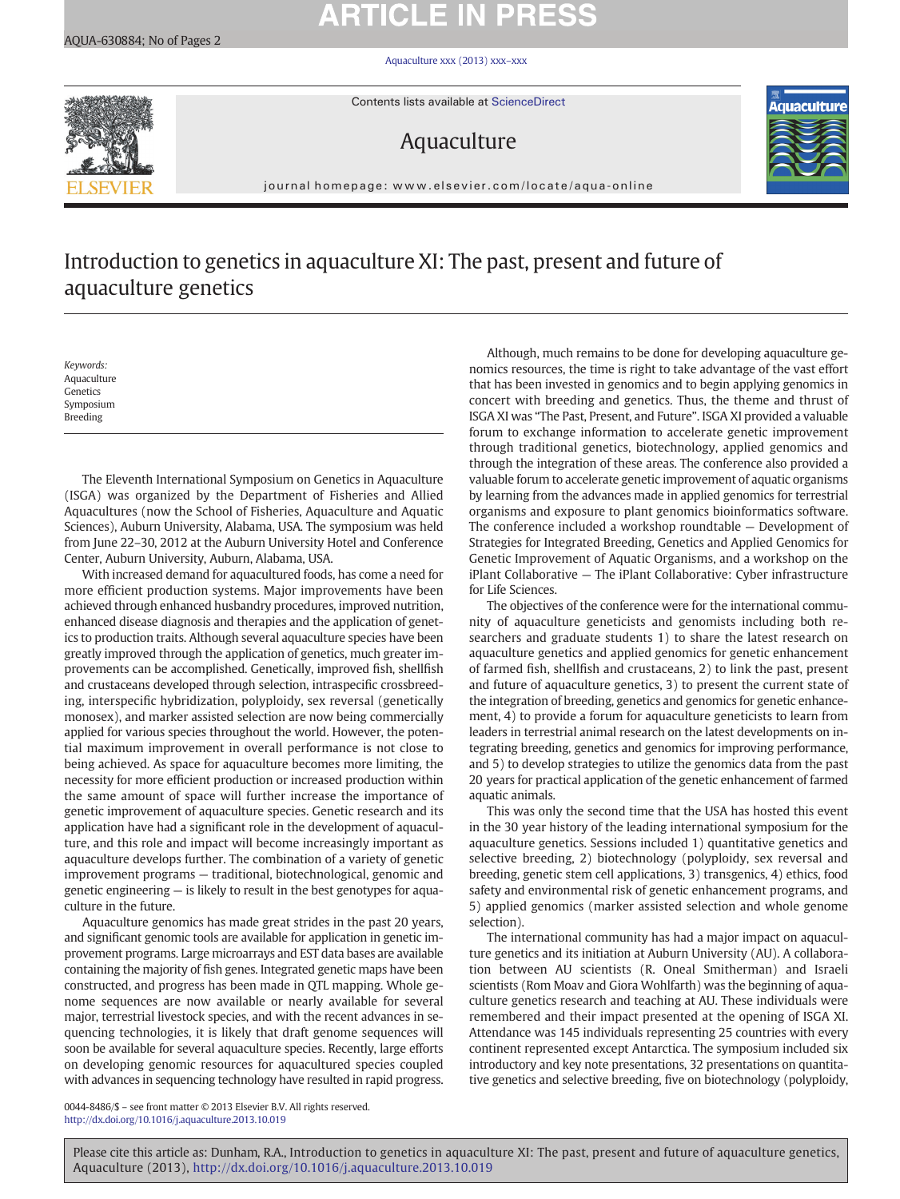# Introduction to genetics in aquaculture XI: The past, present and future of aquaculture genetics

*Keywords:*
Aquaculture
Genetics
Symposium
Breeding

The Eleventh International Symposium on Genetics in Aquaculture (ISGA) was organized by the Department of Fisheries and Allied Aquacultures (now the School of Fisheries, Aquaculture and Aquatic Sciences), Auburn University, Alabama, USA. The symposium was held from June 22–30, 2012 at the Auburn University Hotel and Conference Center, Auburn University, Auburn, Alabama, USA.

With increased demand for aquacultured foods, has come a need for more efficient production systems. Major improvements have been achieved through enhanced husbandry procedures, improved nutrition, enhanced disease diagnosis and therapies and the application of genetics to production traits. Although several aquaculture species have been greatly improved through the application of genetics, much greater improvements can be accomplished. Genetically, improved fish, shellfish and crustaceans developed through selection, intraspecific crossbreeding, interspecific hybridization, polyploidy, sex reversal (genetically monosex), and marker assisted selection are now being commercially applied for various species throughout the world. However, the potential maximum improvement in overall performance is not close to being achieved. As space for aquaculture becomes more limiting, the necessity for more efficient production or increased production within the same amount of space will further increase the importance of genetic improvement of aquaculture species. Genetic research and its application have had a significant role in the development of aquaculture, and this role and impact will become increasingly important as aquaculture develops further. The combination of a variety of genetic improvement programs — traditional, biotechnological, genomic and genetic engineering — is likely to result in the best genotypes for aquaculture in the future.

Aquaculture genomics has made great strides in the past 20 years, and significant genomic tools are available for application in genetic improvement programs. Large microarrays and EST data bases are available containing the majority of fish genes. Integrated genetic maps have been constructed, and progress has been made in QTL mapping. Whole genome sequences are now available or nearly available for several major, terrestrial livestock species, and with the recent advances in sequencing technologies, it is likely that draft genome sequences will soon be available for several aquaculture species. Recently, large efforts on developing genomic resources for aquacultured species coupled with advances in sequencing technology have resulted in rapid progress.

Although, much remains to be done for developing aquaculture genomics resources, the time is right to take advantage of the vast effort that has been invested in genomics and to begin applying genomics in concert with breeding and genetics. Thus, the theme and thrust of ISGA XI was "The Past, Present, and Future". ISGA XI provided a valuable forum to exchange information to accelerate genetic improvement through traditional genetics, biotechnology, applied genomics and through the integration of these areas. The conference also provided a valuable forum to accelerate genetic improvement of aquatic organisms by learning from the advances made in applied genomics for terrestrial organisms and exposure to plant genomics bioinformatics software. The conference included a workshop roundtable — Development of Strategies for Integrated Breeding, Genetics and Applied Genomics for Genetic Improvement of Aquatic Organisms, and a workshop on the iPlant Collaborative — The iPlant Collaborative: Cyber infrastructure for Life Sciences.

The objectives of the conference were for the international community of aquaculture geneticists and genomists including both researchers and graduate students 1) to share the latest research on aquaculture genetics and applied genomics for genetic enhancement of farmed fish, shellfish and crustaceans, 2) to link the past, present and future of aquaculture genetics, 3) to present the current state of the integration of breeding, genetics and genomics for genetic enhancement, 4) to provide a forum for aquaculture geneticists to learn from leaders in terrestrial animal research on the latest developments on integrating breeding, genetics and genomics for improving performance, and 5) to develop strategies to utilize the genomics data from the past 20 years for practical application of the genetic enhancement of farmed aquatic animals.

This was only the second time that the USA has hosted this event in the 30 year history of the leading international symposium for the aquaculture genetics. Sessions included 1) quantitative genetics and selective breeding, 2) biotechnology (polyploidy, sex reversal and breeding, genetic stem cell applications, 3) transgenics, 4) ethics, food safety and environmental risk of genetic enhancement programs, and 5) applied genomics (marker assisted selection and whole genome selection).

The international community has had a major impact on aquaculture genetics and its initiation at Auburn University (AU). A collaboration between AU scientists (R. Oneal Smitherman) and Israeli scientists (Rom Moav and Giora Wohlfarth) was the beginning of aquaculture genetics research and teaching at AU. These individuals were remembered and their impact presented at the opening of ISGA XI. Attendance was 145 individuals representing 25 countries with every continent represented except Antarctica. The symposium included six introductory and key note presentations, 32 presentations on quantitative genetics and selective breeding, five on biotechnology (polyploidy,

0044-8486/$ – see front matter © 2013 Elsevier B.V. All rights reserved.
http://dx.doi.org/10.1016/j.aquaculture.2013.10.019

Please cite this article as: Dunham, R.A., Introduction to genetics in aquaculture XI: The past, present and future of aquaculture genetics, Aquaculture (2013), http://dx.doi.org/10.1016/j.aquaculture.2013.10.019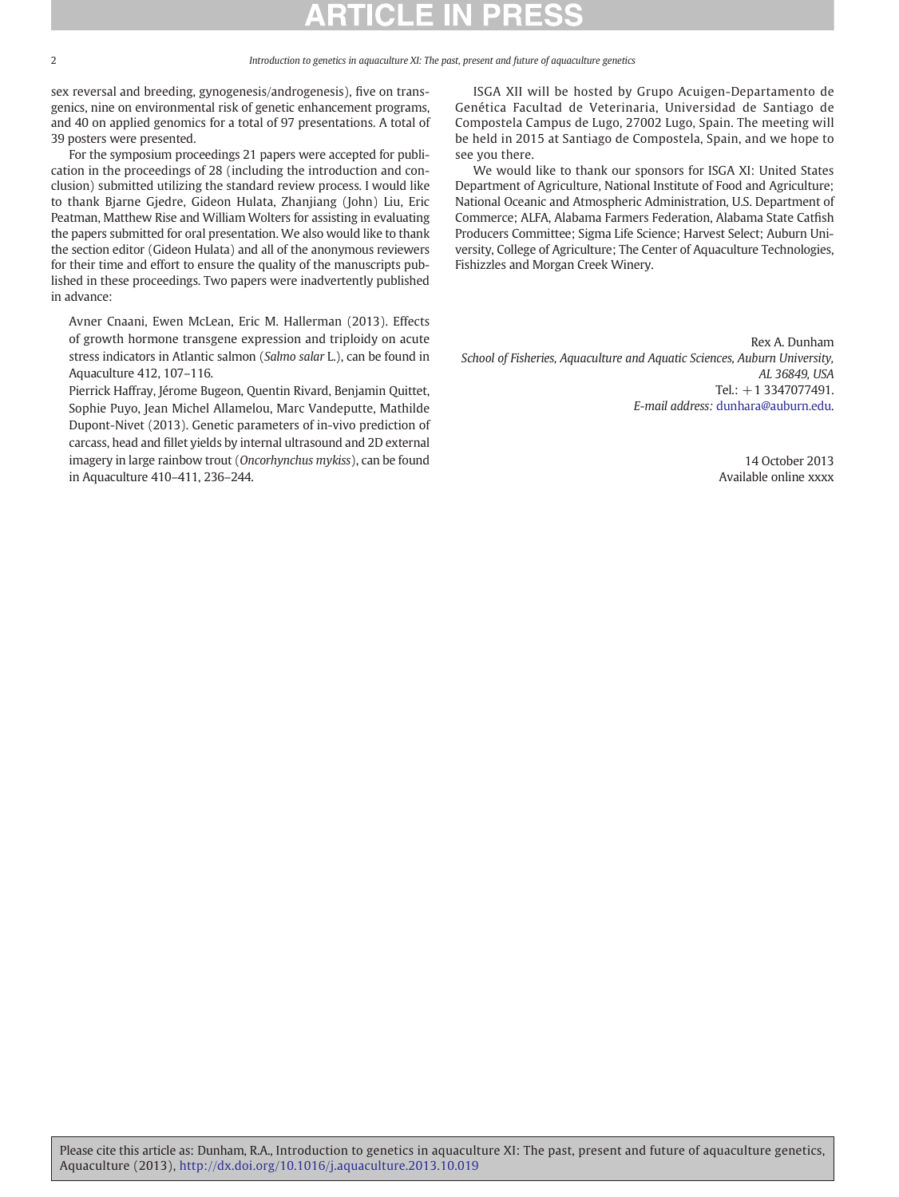sex reversal and breeding, gynogenesis/androgenesis), five on transgenics, nine on environmental risk of genetic enhancement programs, and 40 on applied genomics for a total of 97 presentations. A total of 39 posters were presented.

For the symposium proceedings 21 papers were accepted for publication in the proceedings of 28 (including the introduction and conclusion) submitted utilizing the standard review process. I would like to thank Bjarne Gjedre, Gideon Hulata, Zhanjiang (John) Liu, Eric Peatman, Matthew Rise and William Wolters for assisting in evaluating the papers submitted for oral presentation. We also would like to thank the section editor (Gideon Hulata) and all of the anonymous reviewers for their time and effort to ensure the quality of the manuscripts published in these proceedings. Two papers were inadvertently published in advance:

Avner Cnaani, Ewen McLean, Eric M. Hallerman (2013). Effects of growth hormone transgene expression and triploidy on acute stress indicators in Atlantic salmon (*Salmo salar* L.), can be found in Aquaculture 412, 107–116.

Pierrick Haffray, Jérome Bugeon, Quentin Rivard, Benjamin Quittet, Sophie Puyo, Jean Michel Allamelou, Marc Vandeputte, Mathilde Dupont-Nivet (2013). Genetic parameters of in-vivo prediction of carcass, head and fillet yields by internal ultrasound and 2D external imagery in large rainbow trout (*Oncorhynchus mykiss*), can be found in Aquaculture 410–411, 236–244.

ISGA XII will be hosted by Grupo Acuigen-Departamento de Genética Facultad de Veterinaria, Universidad de Santiago de Compostela Campus de Lugo, 27002 Lugo, Spain. The meeting will be held in 2015 at Santiago de Compostela, Spain, and we hope to see you there.

We would like to thank our sponsors for ISGA XI: United States Department of Agriculture, National Institute of Food and Agriculture; National Oceanic and Atmospheric Administration, U.S. Department of Commerce; ALFA, Alabama Farmers Federation, Alabama State Catfish Producers Committee; Sigma Life Science; Harvest Select; Auburn University, College of Agriculture; The Center of Aquaculture Technologies, Fishizzles and Morgan Creek Winery.

Rex A. Dunham
*School of Fisheries, Aquaculture and Aquatic Sciences, Auburn University, AL 36849, USA*
Tel.: +1 3347077491.
*E-mail address:* dunhara@auburn.edu.

14 October 2013
Available online xxxx

Please cite this article as: Dunham, R.A., Introduction to genetics in aquaculture XI: The past, present and future of aquaculture genetics, Aquaculture (2013), http://dx.doi.org/10.1016/j.aquaculture.2013.10.019